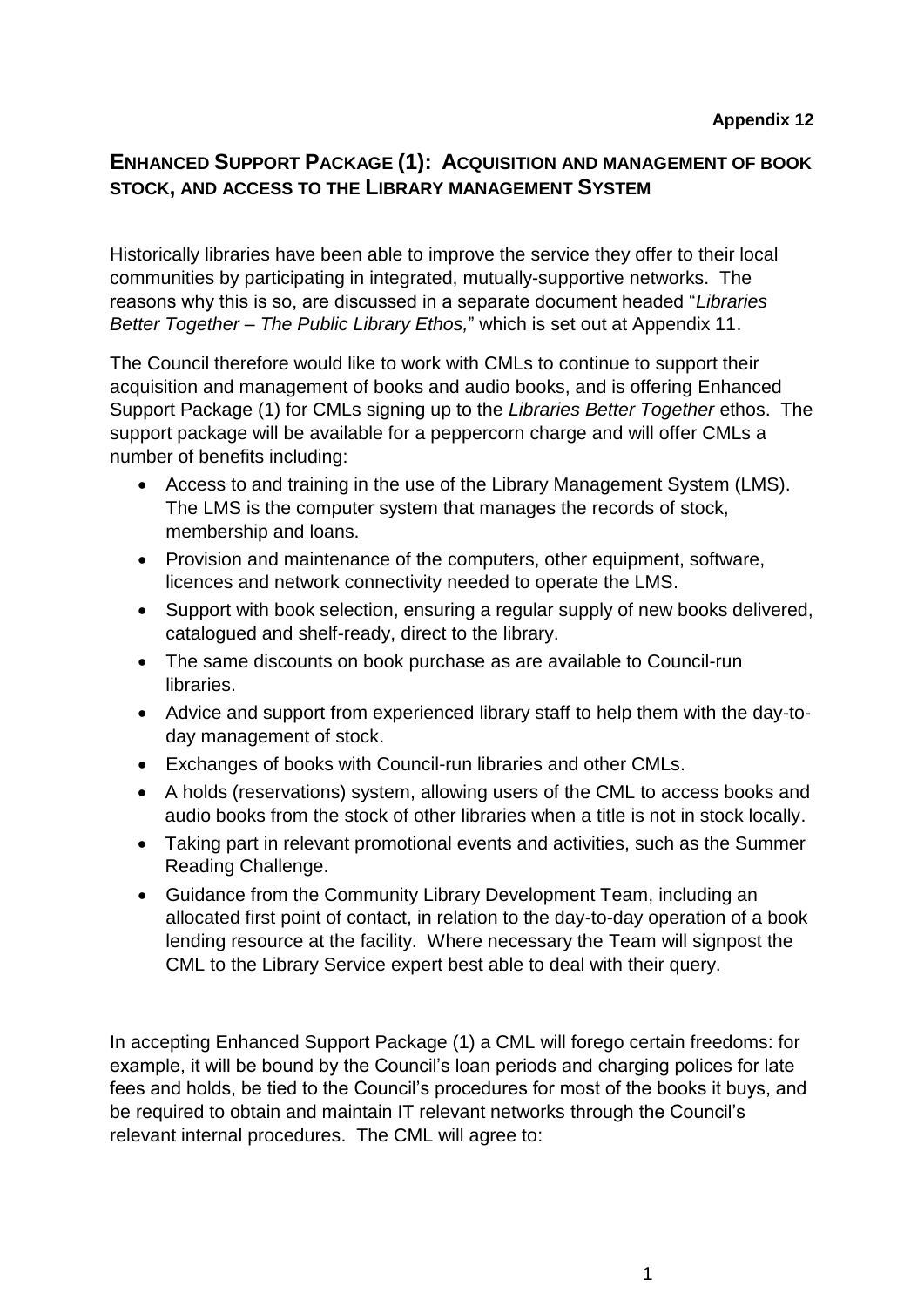**Appendix 12**

## ENHANCED SUPPORT PACKAGE (1): ACQUISITION AND MANAGEMENT OF BOOK STOCK, AND ACCESS TO THE LIBRARY MANAGEMENT SYSTEM

Historically libraries have been able to improve the service they offer to their local communities by participating in integrated, mutually-supportive networks. The reasons why this is so, are discussed in a separate document headed "*Libraries Better Together – The Public Library Ethos,*" which is set out at Appendix 11.

The Council therefore would like to work with CMLs to continue to support their acquisition and management of books and audio books, and is offering Enhanced Support Package (1) for CMLs signing up to the *Libraries Better Together* ethos. The support package will be available for a peppercorn charge and will offer CMLs a number of benefits including:

- Access to and training in the use of the Library Management System (LMS). The LMS is the computer system that manages the records of stock, membership and loans.
- Provision and maintenance of the computers, other equipment, software, licences and network connectivity needed to operate the LMS.
- Support with book selection, ensuring a regular supply of new books delivered, catalogued and shelf-ready, direct to the library.
- The same discounts on book purchase as are available to Council-run libraries.
- Advice and support from experienced library staff to help them with the day-to-day management of stock.
- Exchanges of books with Council-run libraries and other CMLs.
- A holds (reservations) system, allowing users of the CML to access books and audio books from the stock of other libraries when a title is not in stock locally.
- Taking part in relevant promotional events and activities, such as the Summer Reading Challenge.
- Guidance from the Community Library Development Team, including an allocated first point of contact, in relation to the day-to-day operation of a book lending resource at the facility. Where necessary the Team will signpost the CML to the Library Service expert best able to deal with their query.

In accepting Enhanced Support Package (1) a CML will forego certain freedoms: for example, it will be bound by the Council's loan periods and charging polices for late fees and holds, be tied to the Council's procedures for most of the books it buys, and be required to obtain and maintain IT relevant networks through the Council's relevant internal procedures. The CML will agree to: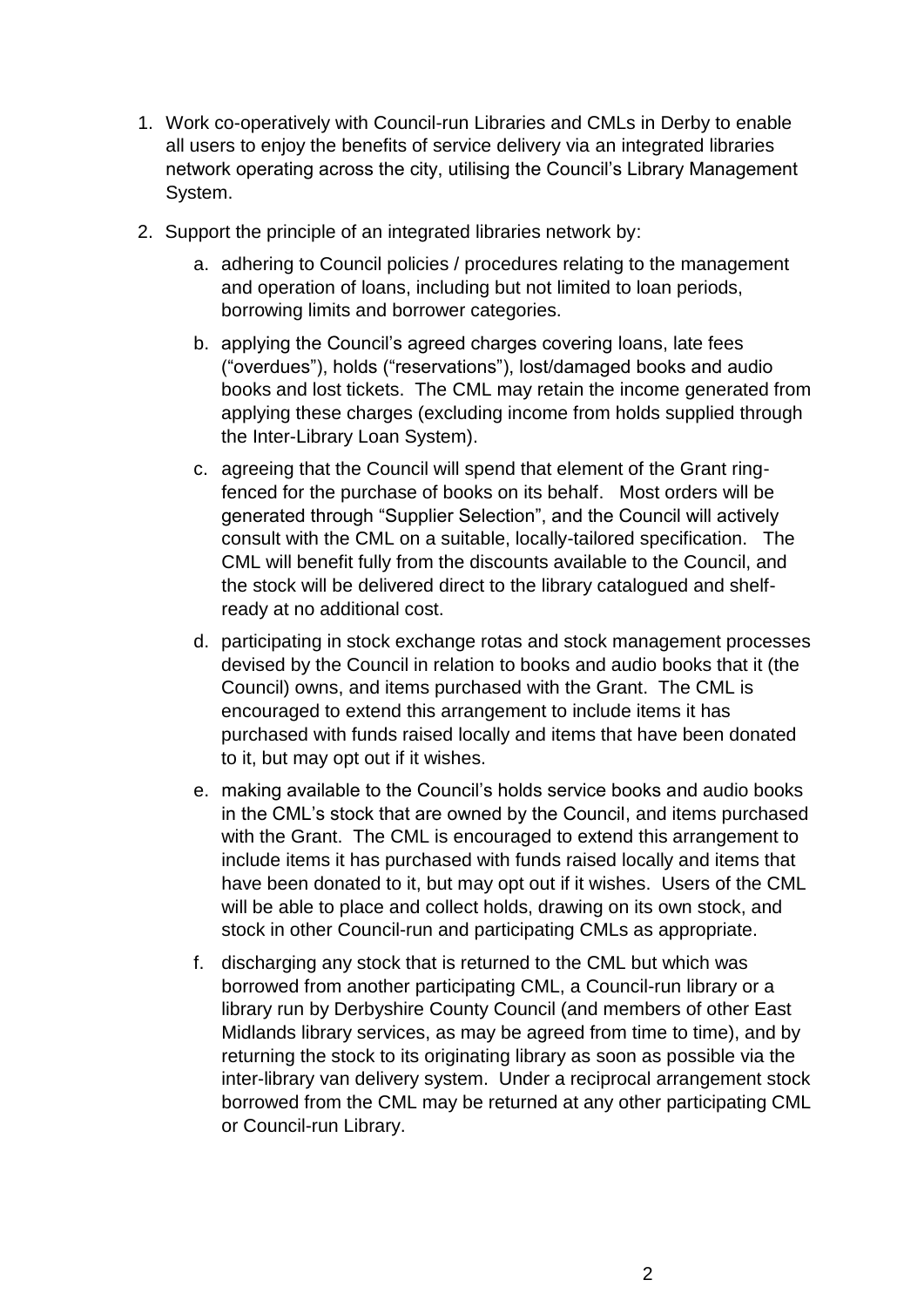1. Work co-operatively with Council-run Libraries and CMLs in Derby to enable all users to enjoy the benefits of service delivery via an integrated libraries network operating across the city, utilising the Council's Library Management System.

2. Support the principle of an integrated libraries network by:

   a. adhering to Council policies / procedures relating to the management and operation of loans, including but not limited to loan periods, borrowing limits and borrower categories.

   b. applying the Council's agreed charges covering loans, late fees ("overdues"), holds ("reservations"), lost/damaged books and audio books and lost tickets. The CML may retain the income generated from applying these charges (excluding income from holds supplied through the Inter-Library Loan System).

   c. agreeing that the Council will spend that element of the Grant ring-fenced for the purchase of books on its behalf. Most orders will be generated through "Supplier Selection", and the Council will actively consult with the CML on a suitable, locally-tailored specification. The CML will benefit fully from the discounts available to the Council, and the stock will be delivered direct to the library catalogued and shelf-ready at no additional cost.

   d. participating in stock exchange rotas and stock management processes devised by the Council in relation to books and audio books that it (the Council) owns, and items purchased with the Grant. The CML is encouraged to extend this arrangement to include items it has purchased with funds raised locally and items that have been donated to it, but may opt out if it wishes.

   e. making available to the Council's holds service books and audio books in the CML's stock that are owned by the Council, and items purchased with the Grant. The CML is encouraged to extend this arrangement to include items it has purchased with funds raised locally and items that have been donated to it, but may opt out if it wishes. Users of the CML will be able to place and collect holds, drawing on its own stock, and stock in other Council-run and participating CMLs as appropriate.

   f. discharging any stock that is returned to the CML but which was borrowed from another participating CML, a Council-run library or a library run by Derbyshire County Council (and members of other East Midlands library services, as may be agreed from time to time), and by returning the stock to its originating library as soon as possible via the inter-library van delivery system. Under a reciprocal arrangement stock borrowed from the CML may be returned at any other participating CML or Council-run Library.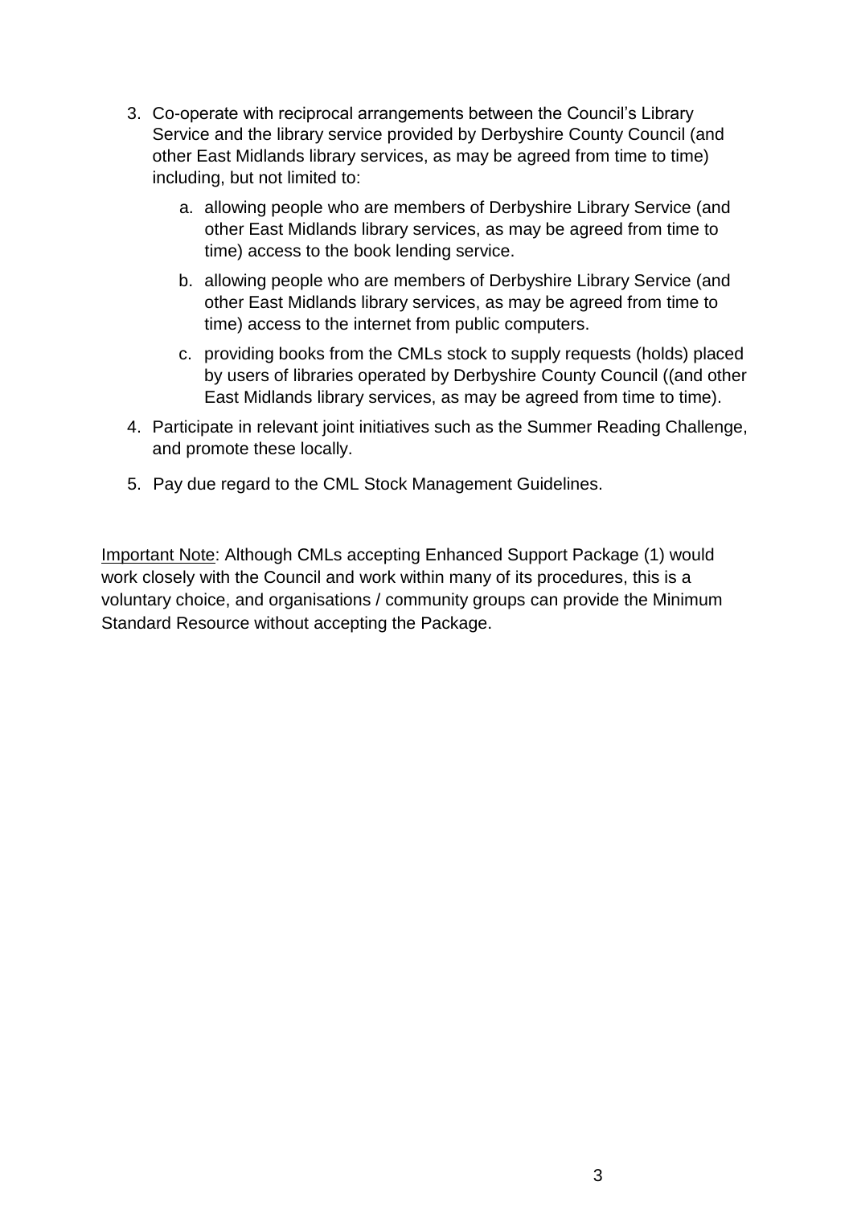3. Co-operate with reciprocal arrangements between the Council's Library Service and the library service provided by Derbyshire County Council (and other East Midlands library services, as may be agreed from time to time) including, but not limited to:

    a. allowing people who are members of Derbyshire Library Service (and other East Midlands library services, as may be agreed from time to time) access to the book lending service.

    b. allowing people who are members of Derbyshire Library Service (and other East Midlands library services, as may be agreed from time to time) access to the internet from public computers.

    c. providing books from the CMLs stock to supply requests (holds) placed by users of libraries operated by Derbyshire County Council ((and other East Midlands library services, as may be agreed from time to time).

4. Participate in relevant joint initiatives such as the Summer Reading Challenge, and promote these locally.

5. Pay due regard to the CML Stock Management Guidelines.

<u>Important Note</u>: Although CMLs accepting Enhanced Support Package (1) would work closely with the Council and work within many of its procedures, this is a voluntary choice, and organisations / community groups can provide the Minimum Standard Resource without accepting the Package.